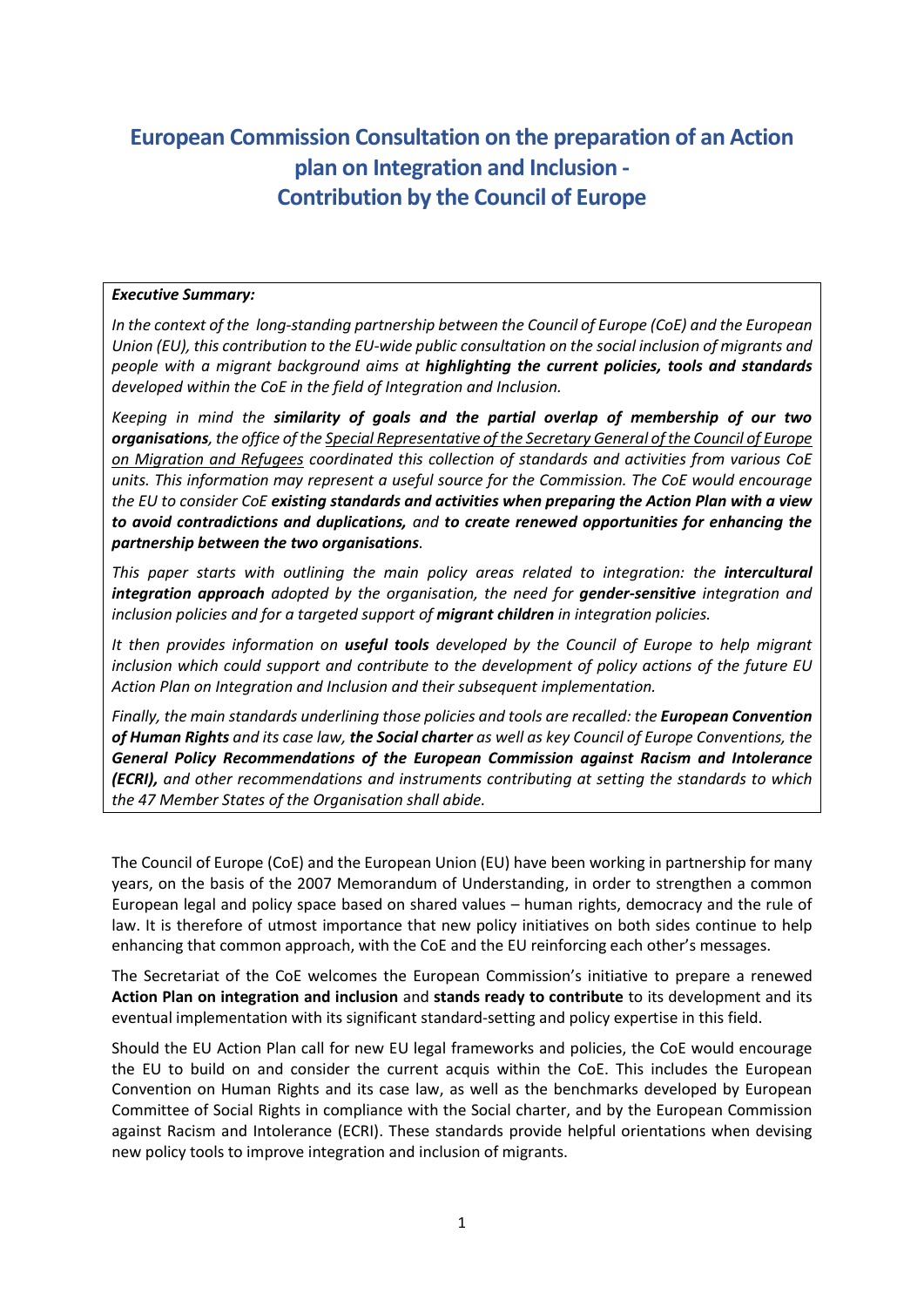# European Commission Consultation on the preparation of an Action plan on Integration and Inclusion - Contribution by the Council of Europe

***Executive Summary:***

*In the context of the long-standing partnership between the Council of Europe (CoE) and the European Union (EU), this contribution to the EU-wide public consultation on the social inclusion of migrants and people with a migrant background aims at* ***highlighting the current policies, tools and standards*** *developed within the CoE in the field of Integration and Inclusion.*

*Keeping in mind the* ***similarity of goals and the partial overlap of membership of our two organisations****, the office of the Special Representative of the Secretary General of the Council of Europe on Migration and Refugees coordinated this collection of standards and activities from various CoE units. This information may represent a useful source for the Commission. The CoE would encourage the EU to consider CoE* ***existing standards and activities when preparing the Action Plan with a view to avoid contradictions and duplications,*** *and* ***to create renewed opportunities for enhancing the partnership between the two organisations****.*

*This paper starts with outlining the main policy areas related to integration: the* ***intercultural integration approach*** *adopted by the organisation, the need for* ***gender-sensitive*** *integration and inclusion policies and for a targeted support of* ***migrant children*** *in integration policies.*

*It then provides information on* ***useful tools*** *developed by the Council of Europe to help migrant inclusion which could support and contribute to the development of policy actions of the future EU Action Plan on Integration and Inclusion and their subsequent implementation.*

*Finally, the main standards underlining those policies and tools are recalled: the* ***European Convention of Human Rights*** *and its case law,* ***the Social charter*** *as well as key Council of Europe Conventions, the* ***General Policy Recommendations of the European Commission against Racism and Intolerance (ECRI),*** *and other recommendations and instruments contributing at setting the standards to which the 47 Member States of the Organisation shall abide.*

The Council of Europe (CoE) and the European Union (EU) have been working in partnership for many years, on the basis of the 2007 Memorandum of Understanding, in order to strengthen a common European legal and policy space based on shared values – human rights, democracy and the rule of law. It is therefore of utmost importance that new policy initiatives on both sides continue to help enhancing that common approach, with the CoE and the EU reinforcing each other's messages.

The Secretariat of the CoE welcomes the European Commission's initiative to prepare a renewed **Action Plan on integration and inclusion** and **stands ready to contribute** to its development and its eventual implementation with its significant standard-setting and policy expertise in this field.

Should the EU Action Plan call for new EU legal frameworks and policies, the CoE would encourage the EU to build on and consider the current acquis within the CoE. This includes the European Convention on Human Rights and its case law, as well as the benchmarks developed by European Committee of Social Rights in compliance with the Social charter, and by the European Commission against Racism and Intolerance (ECRI). These standards provide helpful orientations when devising new policy tools to improve integration and inclusion of migrants.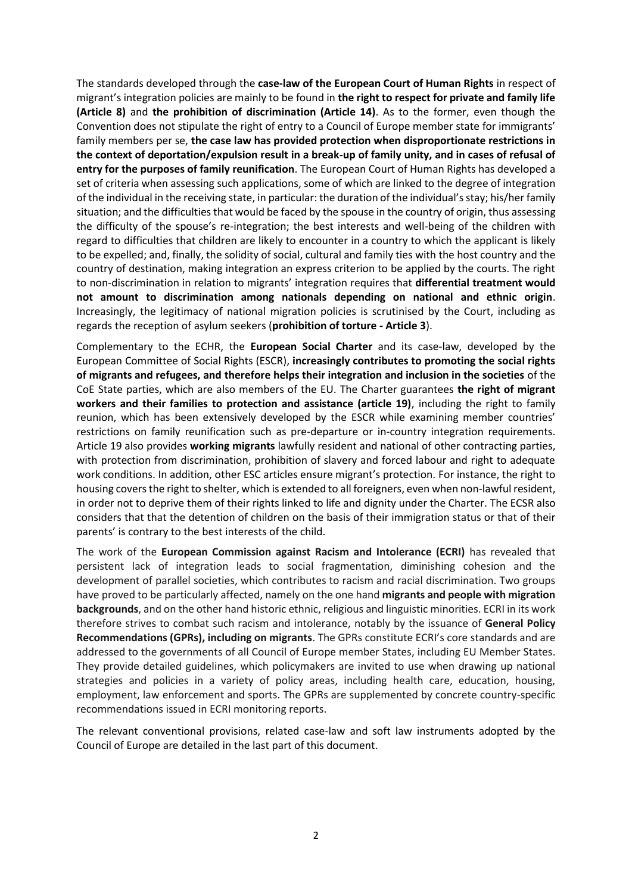The standards developed through the **case-law of the European Court of Human Rights** in respect of migrant's integration policies are mainly to be found in **the right to respect for private and family life (Article 8)** and **the prohibition of discrimination (Article 14)**. As to the former, even though the Convention does not stipulate the right of entry to a Council of Europe member state for immigrants' family members per se, **the case law has provided protection when disproportionate restrictions in the context of deportation/expulsion result in a break-up of family unity, and in cases of refusal of entry for the purposes of family reunification**. The European Court of Human Rights has developed a set of criteria when assessing such applications, some of which are linked to the degree of integration of the individual in the receiving state, in particular: the duration of the individual's stay; his/her family situation; and the difficulties that would be faced by the spouse in the country of origin, thus assessing the difficulty of the spouse's re-integration; the best interests and well-being of the children with regard to difficulties that children are likely to encounter in a country to which the applicant is likely to be expelled; and, finally, the solidity of social, cultural and family ties with the host country and the country of destination, making integration an express criterion to be applied by the courts. The right to non-discrimination in relation to migrants' integration requires that **differential treatment would not amount to discrimination among nationals depending on national and ethnic origin**. Increasingly, the legitimacy of national migration policies is scrutinised by the Court, including as regards the reception of asylum seekers (**prohibition of torture - Article 3**).

Complementary to the ECHR, the **European Social Charter** and its case-law, developed by the European Committee of Social Rights (ESCR), **increasingly contributes to promoting the social rights of migrants and refugees, and therefore helps their integration and inclusion in the societies** of the CoE State parties, which are also members of the EU. The Charter guarantees **the right of migrant workers and their families to protection and assistance (article 19)**, including the right to family reunion, which has been extensively developed by the ESCR while examining member countries' restrictions on family reunification such as pre-departure or in-country integration requirements. Article 19 also provides **working migrants** lawfully resident and national of other contracting parties, with protection from discrimination, prohibition of slavery and forced labour and right to adequate work conditions. In addition, other ESC articles ensure migrant's protection. For instance, the right to housing covers the right to shelter, which is extended to all foreigners, even when non-lawful resident, in order not to deprive them of their rights linked to life and dignity under the Charter. The ECSR also considers that that the detention of children on the basis of their immigration status or that of their parents' is contrary to the best interests of the child.

The work of the **European Commission against Racism and Intolerance (ECRI)** has revealed that persistent lack of integration leads to social fragmentation, diminishing cohesion and the development of parallel societies, which contributes to racism and racial discrimination. Two groups have proved to be particularly affected, namely on the one hand **migrants and people with migration backgrounds**, and on the other hand historic ethnic, religious and linguistic minorities. ECRI in its work therefore strives to combat such racism and intolerance, notably by the issuance of **General Policy Recommendations (GPRs), including on migrants**. The GPRs constitute ECRI's core standards and are addressed to the governments of all Council of Europe member States, including EU Member States. They provide detailed guidelines, which policymakers are invited to use when drawing up national strategies and policies in a variety of policy areas, including health care, education, housing, employment, law enforcement and sports. The GPRs are supplemented by concrete country-specific recommendations issued in ECRI monitoring reports.

The relevant conventional provisions, related case-law and soft law instruments adopted by the Council of Europe are detailed in the last part of this document.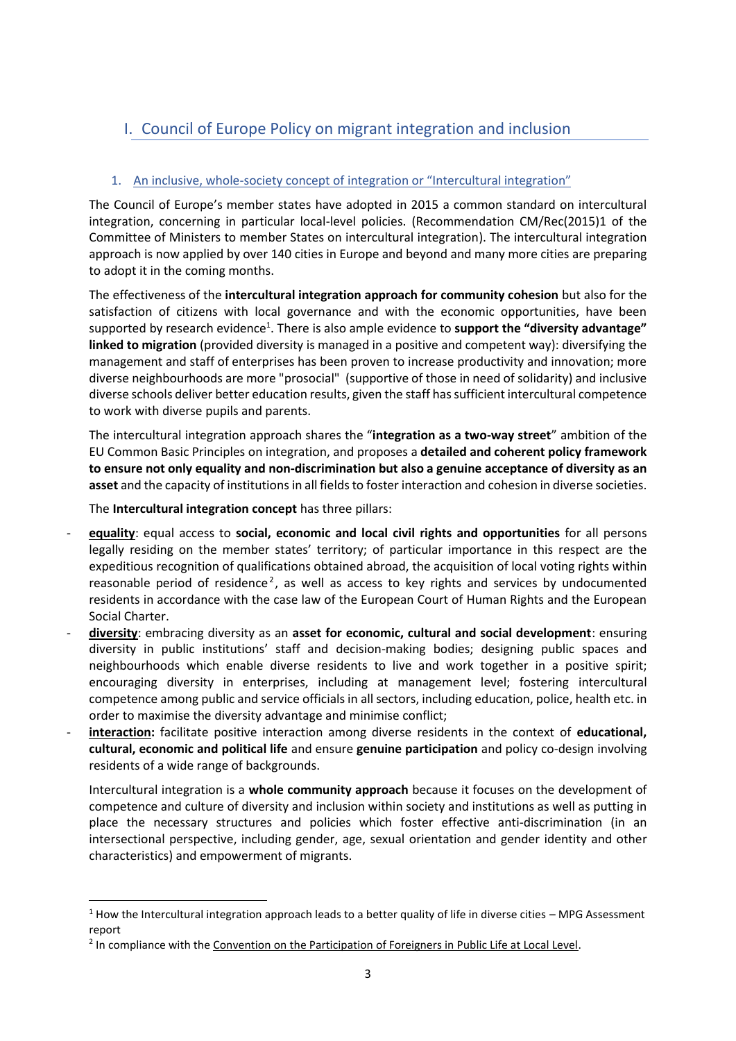# I. Council of Europe Policy on migrant integration and inclusion

## 1. An inclusive, whole-society concept of integration or "Intercultural integration"

The Council of Europe's member states have adopted in 2015 a common standard on intercultural integration, concerning in particular local-level policies. (Recommendation CM/Rec(2015)1 of the Committee of Ministers to member States on intercultural integration). The intercultural integration approach is now applied by over 140 cities in Europe and beyond and many more cities are preparing to adopt it in the coming months.

The effectiveness of the **intercultural integration approach for community cohesion** but also for the satisfaction of citizens with local governance and with the economic opportunities, have been supported by research evidence[1]. There is also ample evidence to **support the "diversity advantage" linked to migration** (provided diversity is managed in a positive and competent way): diversifying the management and staff of enterprises has been proven to increase productivity and innovation; more diverse neighbourhoods are more "prosocial" (supportive of those in need of solidarity) and inclusive diverse schools deliver better education results, given the staff has sufficient intercultural competence to work with diverse pupils and parents.

The intercultural integration approach shares the "**integration as a two-way street**" ambition of the EU Common Basic Principles on integration, and proposes a **detailed and coherent policy framework to ensure not only equality and non-discrimination but also a genuine acceptance of diversity as an asset** and the capacity of institutions in all fields to foster interaction and cohesion in diverse societies.

The **Intercultural integration concept** has three pillars:

- **equality**: equal access to **social, economic and local civil rights and opportunities** for all persons legally residing on the member states' territory; of particular importance in this respect are the expeditious recognition of qualifications obtained abroad, the acquisition of local voting rights within reasonable period of residence[2], as well as access to key rights and services by undocumented residents in accordance with the case law of the European Court of Human Rights and the European Social Charter.
- **diversity**: embracing diversity as an **asset for economic, cultural and social development**: ensuring diversity in public institutions' staff and decision-making bodies; designing public spaces and neighbourhoods which enable diverse residents to live and work together in a positive spirit; encouraging diversity in enterprises, including at management level; fostering intercultural competence among public and service officials in all sectors, including education, police, health etc. in order to maximise the diversity advantage and minimise conflict;
- **interaction:** facilitate positive interaction among diverse residents in the context of **educational, cultural, economic and political life** and ensure **genuine participation** and policy co-design involving residents of a wide range of backgrounds.

Intercultural integration is a **whole community approach** because it focuses on the development of competence and culture of diversity and inclusion within society and institutions as well as putting in place the necessary structures and policies which foster effective anti-discrimination (in an intersectional perspective, including gender, age, sexual orientation and gender identity and other characteristics) and empowerment of migrants.

---

[1] How the Intercultural integration approach leads to a better quality of life in diverse cities – MPG Assessment report

[2] In compliance with the Convention on the Participation of Foreigners in Public Life at Local Level.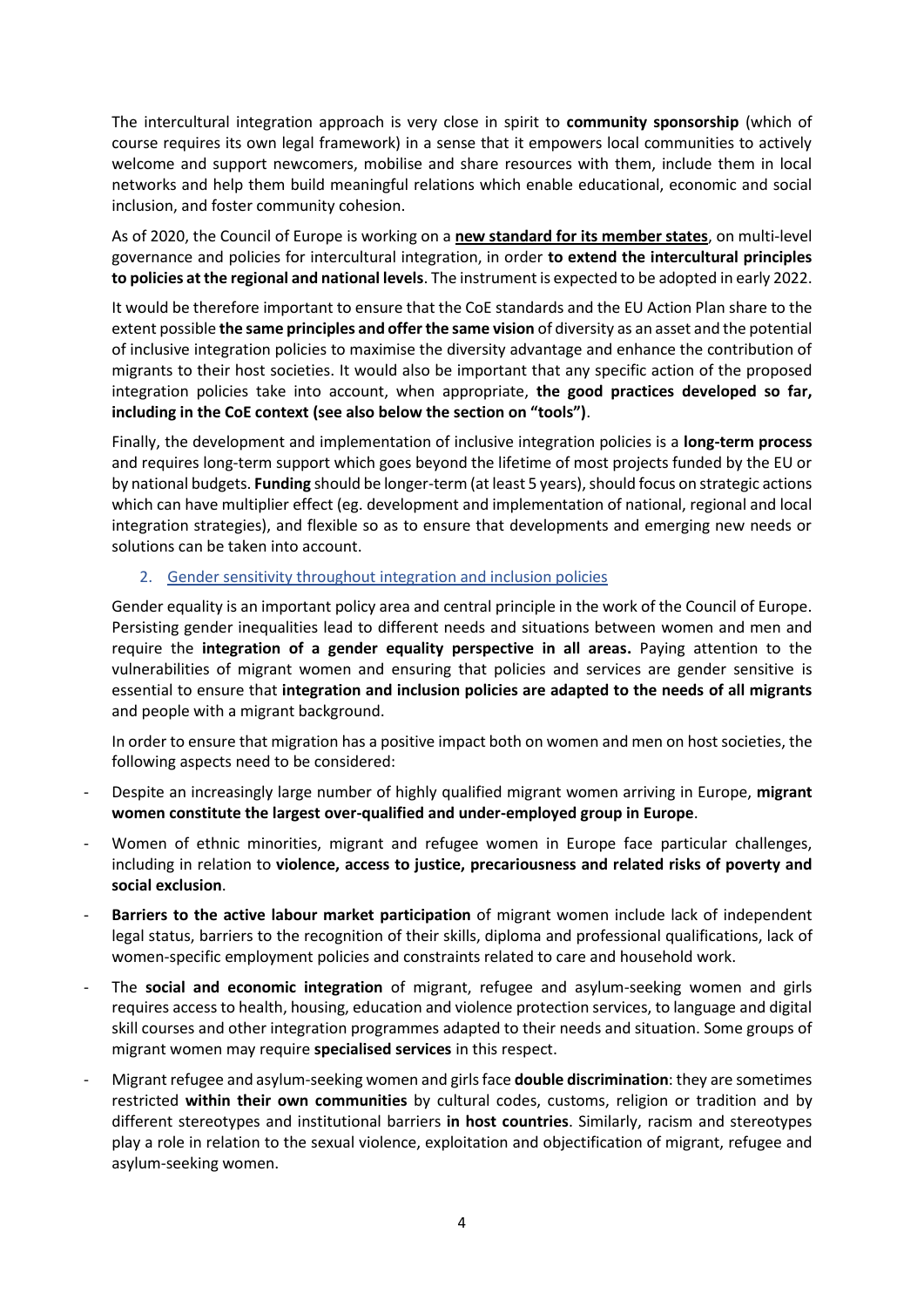The intercultural integration approach is very close in spirit to **community sponsorship** (which of course requires its own legal framework) in a sense that it empowers local communities to actively welcome and support newcomers, mobilise and share resources with them, include them in local networks and help them build meaningful relations which enable educational, economic and social inclusion, and foster community cohesion.

As of 2020, the Council of Europe is working on a **new standard for its member states**, on multi-level governance and policies for intercultural integration, in order **to extend the intercultural principles to policies at the regional and national levels**. The instrument is expected to be adopted in early 2022.

It would be therefore important to ensure that the CoE standards and the EU Action Plan share to the extent possible **the same principles and offer the same vision** of diversity as an asset and the potential of inclusive integration policies to maximise the diversity advantage and enhance the contribution of migrants to their host societies. It would also be important that any specific action of the proposed integration policies take into account, when appropriate, **the good practices developed so far, including in the CoE context (see also below the section on "tools")**.

Finally, the development and implementation of inclusive integration policies is a **long-term process** and requires long-term support which goes beyond the lifetime of most projects funded by the EU or by national budgets. **Funding** should be longer-term (at least 5 years), should focus on strategic actions which can have multiplier effect (eg. development and implementation of national, regional and local integration strategies), and flexible so as to ensure that developments and emerging new needs or solutions can be taken into account.

## 2. Gender sensitivity throughout integration and inclusion policies

Gender equality is an important policy area and central principle in the work of the Council of Europe. Persisting gender inequalities lead to different needs and situations between women and men and require the **integration of a gender equality perspective in all areas.** Paying attention to the vulnerabilities of migrant women and ensuring that policies and services are gender sensitive is essential to ensure that **integration and inclusion policies are adapted to the needs of all migrants** and people with a migrant background.

In order to ensure that migration has a positive impact both on women and men on host societies, the following aspects need to be considered:

- Despite an increasingly large number of highly qualified migrant women arriving in Europe, **migrant women constitute the largest over-qualified and under-employed group in Europe**.
- Women of ethnic minorities, migrant and refugee women in Europe face particular challenges, including in relation to **violence, access to justice, precariousness and related risks of poverty and social exclusion**.
- **Barriers to the active labour market participation** of migrant women include lack of independent legal status, barriers to the recognition of their skills, diploma and professional qualifications, lack of women-specific employment policies and constraints related to care and household work.
- The **social and economic integration** of migrant, refugee and asylum-seeking women and girls requires access to health, housing, education and violence protection services, to language and digital skill courses and other integration programmes adapted to their needs and situation. Some groups of migrant women may require **specialised services** in this respect.
- Migrant refugee and asylum-seeking women and girls face **double discrimination**: they are sometimes restricted **within their own communities** by cultural codes, customs, religion or tradition and by different stereotypes and institutional barriers **in host countries**. Similarly, racism and stereotypes play a role in relation to the sexual violence, exploitation and objectification of migrant, refugee and asylum-seeking women.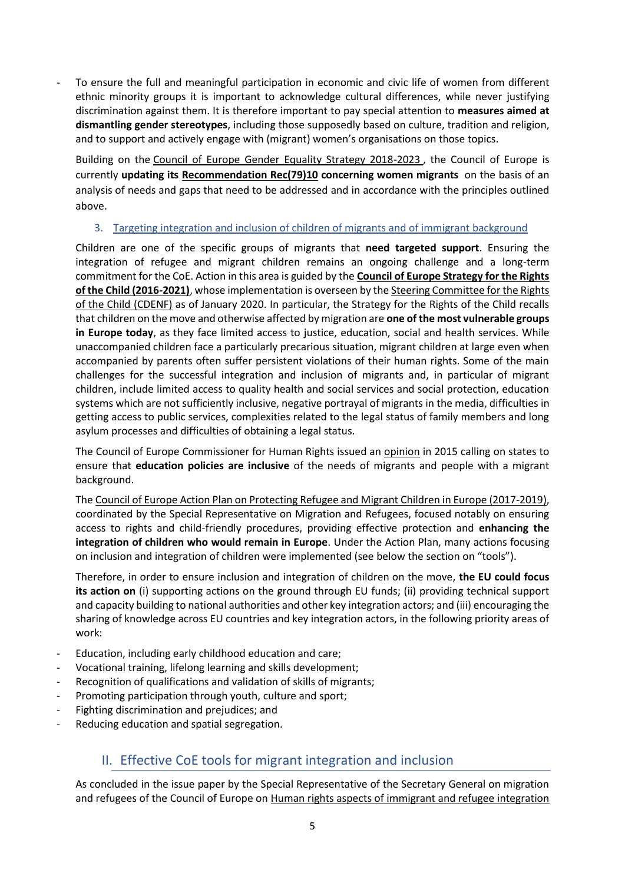- To ensure the full and meaningful participation in economic and civic life of women from different ethnic minority groups it is important to acknowledge cultural differences, while never justifying discrimination against them. It is therefore important to pay special attention to **measures aimed at dismantling gender stereotypes**, including those supposedly based on culture, tradition and religion, and to support and actively engage with (migrant) women's organisations on those topics.

  Building on the Council of Europe Gender Equality Strategy 2018-2023 , the Council of Europe is currently **updating its Recommendation Rec(79)10 concerning women migrants** on the basis of an analysis of needs and gaps that need to be addressed and in accordance with the principles outlined above.

### 3. Targeting integration and inclusion of children of migrants and of immigrant background

Children are one of the specific groups of migrants that **need targeted support**. Ensuring the integration of refugee and migrant children remains an ongoing challenge and a long-term commitment for the CoE. Action in this area is guided by the **Council of Europe Strategy for the Rights of the Child (2016-2021)**, whose implementation is overseen by the Steering Committee for the Rights of the Child (CDENF) as of January 2020. In particular, the Strategy for the Rights of the Child recalls that children on the move and otherwise affected by migration are **one of the most vulnerable groups in Europe today**, as they face limited access to justice, education, social and health services. While unaccompanied children face a particularly precarious situation, migrant children at large even when accompanied by parents often suffer persistent violations of their human rights. Some of the main challenges for the successful integration and inclusion of migrants and, in particular of migrant children, include limited access to quality health and social services and social protection, education systems which are not sufficiently inclusive, negative portrayal of migrants in the media, difficulties in getting access to public services, complexities related to the legal status of family members and long asylum processes and difficulties of obtaining a legal status.

The Council of Europe Commissioner for Human Rights issued an opinion in 2015 calling on states to ensure that **education policies are inclusive** of the needs of migrants and people with a migrant background.

The Council of Europe Action Plan on Protecting Refugee and Migrant Children in Europe (2017-2019), coordinated by the Special Representative on Migration and Refugees, focused notably on ensuring access to rights and child-friendly procedures, providing effective protection and **enhancing the integration of children who would remain in Europe**. Under the Action Plan, many actions focusing on inclusion and integration of children were implemented (see below the section on "tools").

Therefore, in order to ensure inclusion and integration of children on the move, **the EU could focus its action on** (i) supporting actions on the ground through EU funds; (ii) providing technical support and capacity building to national authorities and other key integration actors; and (iii) encouraging the sharing of knowledge across EU countries and key integration actors, in the following priority areas of work:

- Education, including early childhood education and care;
- Vocational training, lifelong learning and skills development;
- Recognition of qualifications and validation of skills of migrants;
- Promoting participation through youth, culture and sport;
- Fighting discrimination and prejudices; and
- Reducing education and spatial segregation.

## II. Effective CoE tools for migrant integration and inclusion

As concluded in the issue paper by the Special Representative of the Secretary General on migration and refugees of the Council of Europe on Human rights aspects of immigrant and refugee integration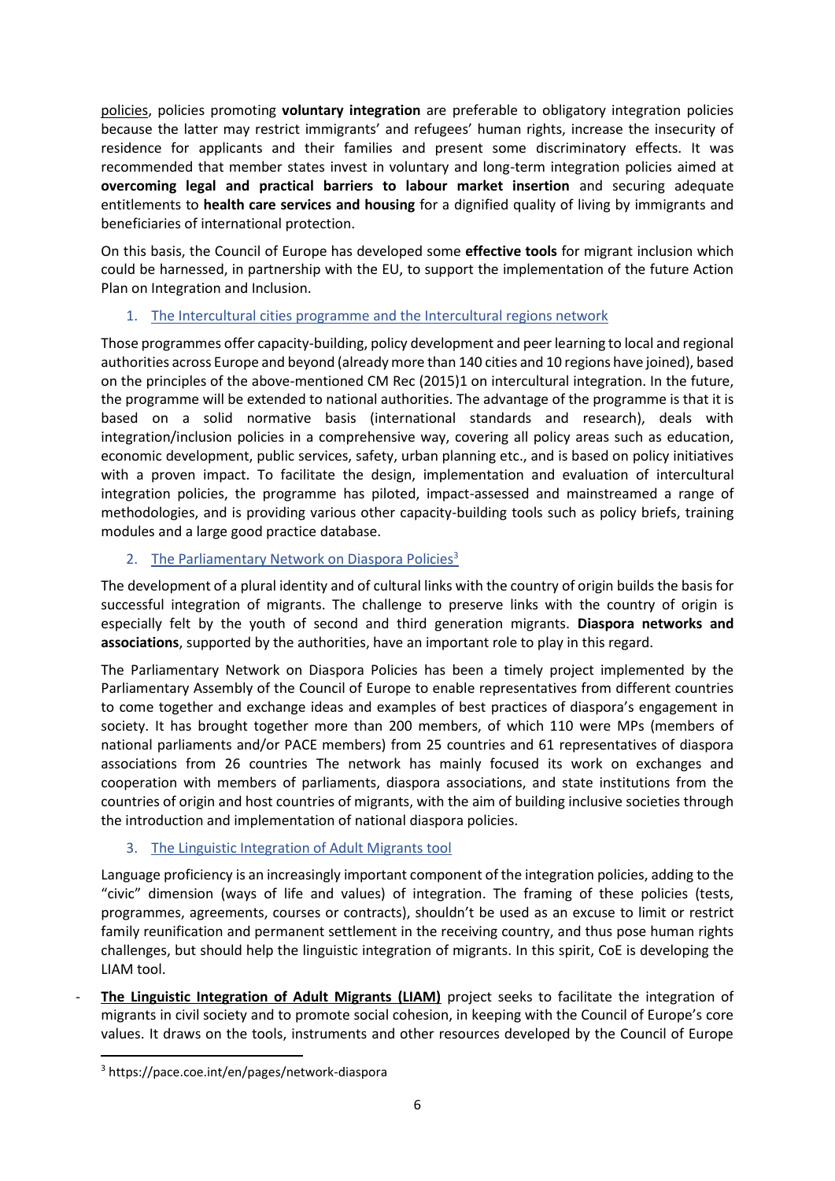policies, policies promoting **voluntary integration** are preferable to obligatory integration policies because the latter may restrict immigrants' and refugees' human rights, increase the insecurity of residence for applicants and their families and present some discriminatory effects. It was recommended that member states invest in voluntary and long-term integration policies aimed at **overcoming legal and practical barriers to labour market insertion** and securing adequate entitlements to **health care services and housing** for a dignified quality of living by immigrants and beneficiaries of international protection.

On this basis, the Council of Europe has developed some **effective tools** for migrant inclusion which could be harnessed, in partnership with the EU, to support the implementation of the future Action Plan on Integration and Inclusion.

1. The Intercultural cities programme and the Intercultural regions network

Those programmes offer capacity-building, policy development and peer learning to local and regional authorities across Europe and beyond (already more than 140 cities and 10 regions have joined), based on the principles of the above-mentioned CM Rec (2015)1 on intercultural integration. In the future, the programme will be extended to national authorities. The advantage of the programme is that it is based on a solid normative basis (international standards and research), deals with integration/inclusion policies in a comprehensive way, covering all policy areas such as education, economic development, public services, safety, urban planning etc., and is based on policy initiatives with a proven impact. To facilitate the design, implementation and evaluation of intercultural integration policies, the programme has piloted, impact-assessed and mainstreamed a range of methodologies, and is providing various other capacity-building tools such as policy briefs, training modules and a large good practice database.

2. The Parliamentary Network on Diaspora Policies[3]

The development of a plural identity and of cultural links with the country of origin builds the basis for successful integration of migrants. The challenge to preserve links with the country of origin is especially felt by the youth of second and third generation migrants. **Diaspora networks and associations**, supported by the authorities, have an important role to play in this regard.

The Parliamentary Network on Diaspora Policies has been a timely project implemented by the Parliamentary Assembly of the Council of Europe to enable representatives from different countries to come together and exchange ideas and examples of best practices of diaspora's engagement in society. It has brought together more than 200 members, of which 110 were MPs (members of national parliaments and/or PACE members) from 25 countries and 61 representatives of diaspora associations from 26 countries The network has mainly focused its work on exchanges and cooperation with members of parliaments, diaspora associations, and state institutions from the countries of origin and host countries of migrants, with the aim of building inclusive societies through the introduction and implementation of national diaspora policies.

3. The Linguistic Integration of Adult Migrants tool

Language proficiency is an increasingly important component of the integration policies, adding to the "civic" dimension (ways of life and values) of integration. The framing of these policies (tests, programmes, agreements, courses or contracts), shouldn't be used as an excuse to limit or restrict family reunification and permanent settlement in the receiving country, and thus pose human rights challenges, but should help the linguistic integration of migrants. In this spirit, CoE is developing the LIAM tool.

- **The Linguistic Integration of Adult Migrants (LIAM)** project seeks to facilitate the integration of migrants in civil society and to promote social cohesion, in keeping with the Council of Europe's core values. It draws on the tools, instruments and other resources developed by the Council of Europe

[3] https://pace.coe.int/en/pages/network-diaspora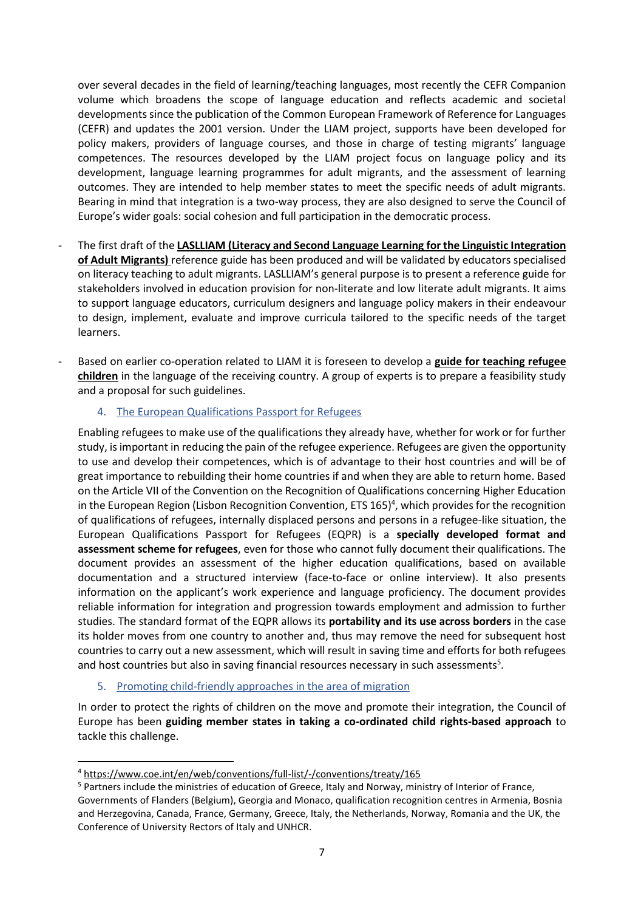over several decades in the field of learning/teaching languages, most recently the CEFR Companion volume which broadens the scope of language education and reflects academic and societal developments since the publication of the Common European Framework of Reference for Languages (CEFR) and updates the 2001 version. Under the LIAM project, supports have been developed for policy makers, providers of language courses, and those in charge of testing migrants' language competences. The resources developed by the LIAM project focus on language policy and its development, language learning programmes for adult migrants, and the assessment of learning outcomes. They are intended to help member states to meet the specific needs of adult migrants. Bearing in mind that integration is a two-way process, they are also designed to serve the Council of Europe's wider goals: social cohesion and full participation in the democratic process.

- The first draft of the **LASLLIAM (Literacy and Second Language Learning for the Linguistic Integration of Adult Migrants)** reference guide has been produced and will be validated by educators specialised on literacy teaching to adult migrants. LASLLIAM's general purpose is to present a reference guide for stakeholders involved in education provision for non-literate and low literate adult migrants. It aims to support language educators, curriculum designers and language policy makers in their endeavour to design, implement, evaluate and improve curricula tailored to the specific needs of the target learners.
- Based on earlier co-operation related to LIAM it is foreseen to develop a **guide for teaching refugee children** in the language of the receiving country. A group of experts is to prepare a feasibility study and a proposal for such guidelines.

### 4. The European Qualifications Passport for Refugees

Enabling refugees to make use of the qualifications they already have, whether for work or for further study, is important in reducing the pain of the refugee experience. Refugees are given the opportunity to use and develop their competences, which is of advantage to their host countries and will be of great importance to rebuilding their home countries if and when they are able to return home. Based on the Article VII of the Convention on the Recognition of Qualifications concerning Higher Education in the European Region (Lisbon Recognition Convention, ETS 165)[4], which provides for the recognition of qualifications of refugees, internally displaced persons and persons in a refugee-like situation, the European Qualifications Passport for Refugees (EQPR) is a **specially developed format and assessment scheme for refugees**, even for those who cannot fully document their qualifications. The document provides an assessment of the higher education qualifications, based on available documentation and a structured interview (face-to-face or online interview). It also presents information on the applicant's work experience and language proficiency. The document provides reliable information for integration and progression towards employment and admission to further studies. The standard format of the EQPR allows its **portability and its use across borders** in the case its holder moves from one country to another and, thus may remove the need for subsequent host countries to carry out a new assessment, which will result in saving time and efforts for both refugees and host countries but also in saving financial resources necessary in such assessments[5].

### 5. Promoting child-friendly approaches in the area of migration

In order to protect the rights of children on the move and promote their integration, the Council of Europe has been **guiding member states in taking a co-ordinated child rights-based approach** to tackle this challenge.

---

[4] https://www.coe.int/en/web/conventions/full-list/-/conventions/treaty/165

[5] Partners include the ministries of education of Greece, Italy and Norway, ministry of Interior of France, Governments of Flanders (Belgium), Georgia and Monaco, qualification recognition centres in Armenia, Bosnia and Herzegovina, Canada, France, Germany, Greece, Italy, the Netherlands, Norway, Romania and the UK, the Conference of University Rectors of Italy and UNHCR.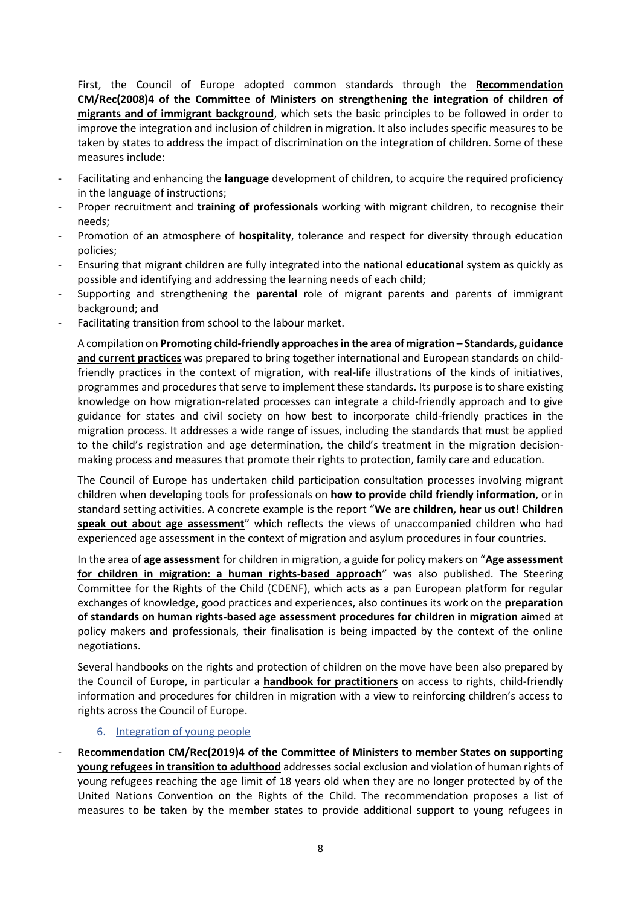First, the Council of Europe adopted common standards through the **Recommendation CM/Rec(2008)4 of the Committee of Ministers on strengthening the integration of children of migrants and of immigrant background**, which sets the basic principles to be followed in order to improve the integration and inclusion of children in migration. It also includes specific measures to be taken by states to address the impact of discrimination on the integration of children. Some of these measures include:

- Facilitating and enhancing the **language** development of children, to acquire the required proficiency in the language of instructions;
- Proper recruitment and **training of professionals** working with migrant children, to recognise their needs;
- Promotion of an atmosphere of **hospitality**, tolerance and respect for diversity through education policies;
- Ensuring that migrant children are fully integrated into the national **educational** system as quickly as possible and identifying and addressing the learning needs of each child;
- Supporting and strengthening the **parental** role of migrant parents and parents of immigrant background; and
- Facilitating transition from school to the labour market.

A compilation on **Promoting child-friendly approaches in the area of migration – Standards, guidance and current practices** was prepared to bring together international and European standards on child-friendly practices in the context of migration, with real-life illustrations of the kinds of initiatives, programmes and procedures that serve to implement these standards. Its purpose is to share existing knowledge on how migration-related processes can integrate a child-friendly approach and to give guidance for states and civil society on how best to incorporate child-friendly practices in the migration process. It addresses a wide range of issues, including the standards that must be applied to the child's registration and age determination, the child's treatment in the migration decision-making process and measures that promote their rights to protection, family care and education.

The Council of Europe has undertaken child participation consultation processes involving migrant children when developing tools for professionals on **how to provide child friendly information**, or in standard setting activities. A concrete example is the report "**We are children, hear us out! Children speak out about age assessment**" which reflects the views of unaccompanied children who had experienced age assessment in the context of migration and asylum procedures in four countries.

In the area of **age assessment** for children in migration, a guide for policy makers on "**Age assessment for children in migration: a human rights-based approach**" was also published. The Steering Committee for the Rights of the Child (CDENF), which acts as a pan European platform for regular exchanges of knowledge, good practices and experiences, also continues its work on the **preparation of standards on human rights-based age assessment procedures for children in migration** aimed at policy makers and professionals, their finalisation is being impacted by the context of the online negotiations.

Several handbooks on the rights and protection of children on the move have been also prepared by the Council of Europe, in particular a **handbook for practitioners** on access to rights, child-friendly information and procedures for children in migration with a view to reinforcing children's access to rights across the Council of Europe.

### 6. Integration of young people

- **Recommendation CM/Rec(2019)4 of the Committee of Ministers to member States on supporting young refugees in transition to adulthood** addresses social exclusion and violation of human rights of young refugees reaching the age limit of 18 years old when they are no longer protected by of the United Nations Convention on the Rights of the Child. The recommendation proposes a list of measures to be taken by the member states to provide additional support to young refugees in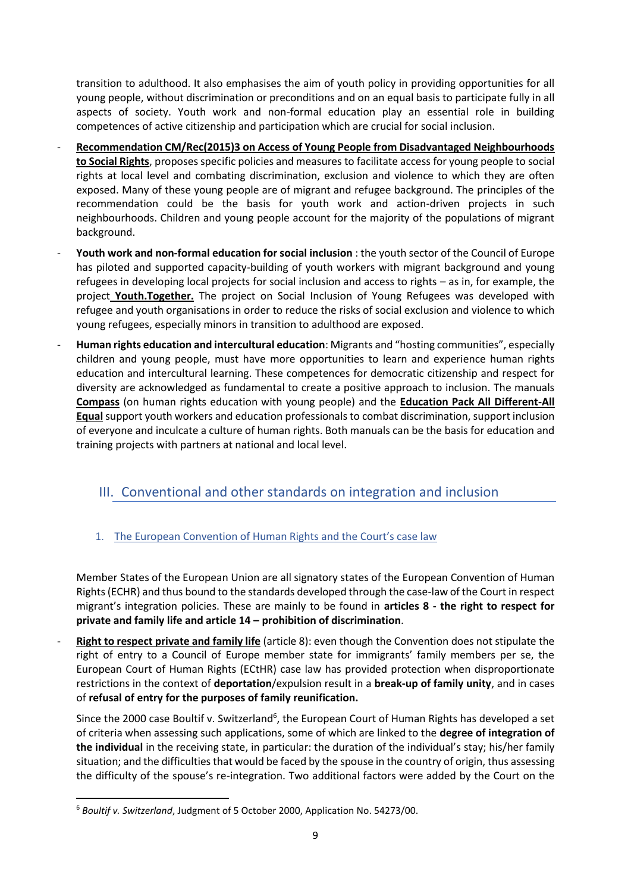transition to adulthood. It also emphasises the aim of youth policy in providing opportunities for all young people, without discrimination or preconditions and on an equal basis to participate fully in all aspects of society. Youth work and non-formal education play an essential role in building competences of active citizenship and participation which are crucial for social inclusion.

- **Recommendation CM/Rec(2015)3 on Access of Young People from Disadvantaged Neighbourhoods to Social Rights**, proposes specific policies and measures to facilitate access for young people to social rights at local level and combating discrimination, exclusion and violence to which they are often exposed. Many of these young people are of migrant and refugee background. The principles of the recommendation could be the basis for youth work and action-driven projects in such neighbourhoods. Children and young people account for the majority of the populations of migrant background.
- **Youth work and non-formal education for social inclusion** : the youth sector of the Council of Europe has piloted and supported capacity-building of youth workers with migrant background and young refugees in developing local projects for social inclusion and access to rights – as in, for example, the project **Youth.Together.** The project on Social Inclusion of Young Refugees was developed with refugee and youth organisations in order to reduce the risks of social exclusion and violence to which young refugees, especially minors in transition to adulthood are exposed.
- **Human rights education and intercultural education**: Migrants and "hosting communities", especially children and young people, must have more opportunities to learn and experience human rights education and intercultural learning. These competences for democratic citizenship and respect for diversity are acknowledged as fundamental to create a positive approach to inclusion. The manuals **Compass** (on human rights education with young people) and the **Education Pack All Different-All Equal** support youth workers and education professionals to combat discrimination, support inclusion of everyone and inculcate a culture of human rights. Both manuals can be the basis for education and training projects with partners at national and local level.

## III. Conventional and other standards on integration and inclusion

### 1. The European Convention of Human Rights and the Court's case law

Member States of the European Union are all signatory states of the European Convention of Human Rights (ECHR) and thus bound to the standards developed through the case-law of the Court in respect migrant's integration policies. These are mainly to be found in **articles 8 - the right to respect for private and family life and article 14 – prohibition of discrimination**.

- **Right to respect private and family life** (article 8): even though the Convention does not stipulate the right of entry to a Council of Europe member state for immigrants' family members per se, the European Court of Human Rights (ECtHR) case law has provided protection when disproportionate restrictions in the context of **deportation**/expulsion result in a **break-up of family unity**, and in cases of **refusal of entry for the purposes of family reunification.**

  Since the 2000 case Boultif v. Switzerland[6], the European Court of Human Rights has developed a set of criteria when assessing such applications, some of which are linked to the **degree of integration of the individual** in the receiving state, in particular: the duration of the individual's stay; his/her family situation; and the difficulties that would be faced by the spouse in the country of origin, thus assessing the difficulty of the spouse's re-integration. Two additional factors were added by the Court on the

[6] *Boultif v. Switzerland*, Judgment of 5 October 2000, Application No. 54273/00.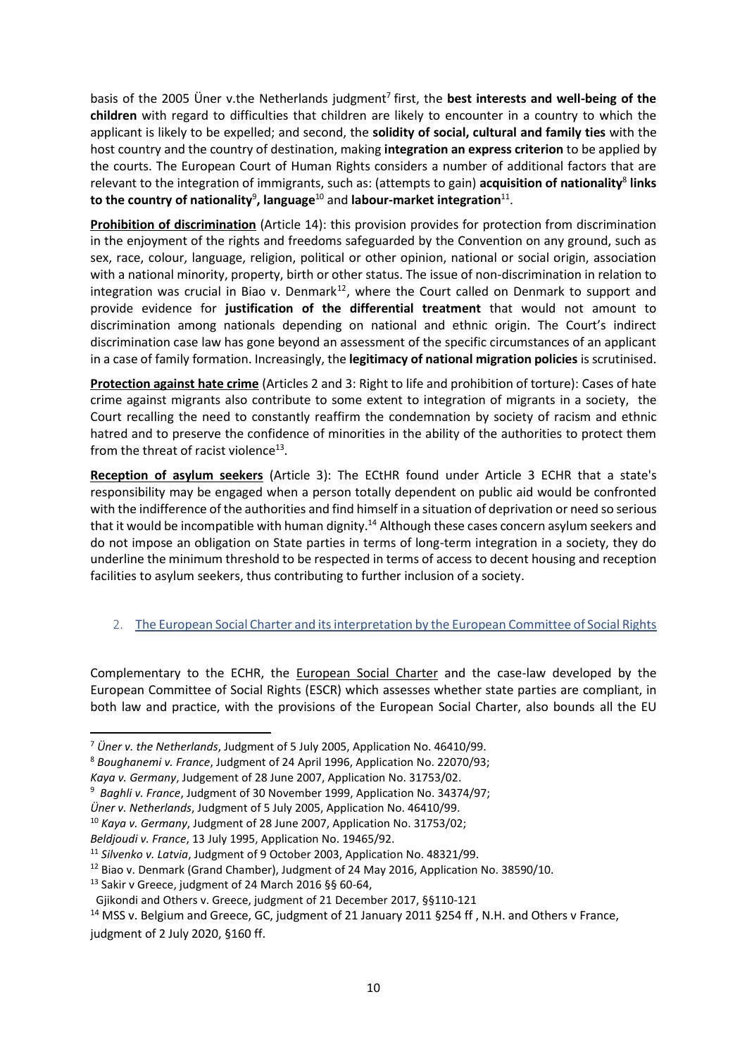basis of the 2005 Üner v.the Netherlands judgment[7] first, the **best interests and well-being of the children** with regard to difficulties that children are likely to encounter in a country to which the applicant is likely to be expelled; and second, the **solidity of social, cultural and family ties** with the host country and the country of destination, making **integration an express criterion** to be applied by the courts. The European Court of Human Rights considers a number of additional factors that are relevant to the integration of immigrants, such as: (attempts to gain) **acquisition of nationality**[8] **links to the country of nationality**[9]**, language**[10] and **labour-market integration**[11].

**Prohibition of discrimination** (Article 14): this provision provides for protection from discrimination in the enjoyment of the rights and freedoms safeguarded by the Convention on any ground, such as sex, race, colour, language, religion, political or other opinion, national or social origin, association with a national minority, property, birth or other status. The issue of non-discrimination in relation to integration was crucial in Biao v. Denmark[12], where the Court called on Denmark to support and provide evidence for **justification of the differential treatment** that would not amount to discrimination among nationals depending on national and ethnic origin. The Court's indirect discrimination case law has gone beyond an assessment of the specific circumstances of an applicant in a case of family formation. Increasingly, the **legitimacy of national migration policies** is scrutinised.

**Protection against hate crime** (Articles 2 and 3: Right to life and prohibition of torture): Cases of hate crime against migrants also contribute to some extent to integration of migrants in a society, the Court recalling the need to constantly reaffirm the condemnation by society of racism and ethnic hatred and to preserve the confidence of minorities in the ability of the authorities to protect them from the threat of racist violence[13].

**Reception of asylum seekers** (Article 3): The ECtHR found under Article 3 ECHR that a state's responsibility may be engaged when a person totally dependent on public aid would be confronted with the indifference of the authorities and find himself in a situation of deprivation or need so serious that it would be incompatible with human dignity.[14] Although these cases concern asylum seekers and do not impose an obligation on State parties in terms of long-term integration in a society, they do underline the minimum threshold to be respected in terms of access to decent housing and reception facilities to asylum seekers, thus contributing to further inclusion of a society.

## 2. The European Social Charter and its interpretation by the European Committee of Social Rights

Complementary to the ECHR, the European Social Charter and the case-law developed by the European Committee of Social Rights (ESCR) which assesses whether state parties are compliant, in both law and practice, with the provisions of the European Social Charter, also bounds all the EU

---

[7] *Üner v. the Netherlands*, Judgment of 5 July 2005, Application No. 46410/99.

[8] *Boughanemi v. France*, Judgment of 24 April 1996, Application No. 22070/93; *Kaya v. Germany*, Judgement of 28 June 2007, Application No. 31753/02.

[9] *Baghli v. France*, Judgment of 30 November 1999, Application No. 34374/97; *Üner v. Netherlands*, Judgment of 5 July 2005, Application No. 46410/99.

[10] *Kaya v. Germany*, Judgment of 28 June 2007, Application No. 31753/02; *Beldjoudi v. France*, 13 July 1995, Application No. 19465/92.

[11] *Silvenko v. Latvia*, Judgment of 9 October 2003, Application No. 48321/99.

[12] Biao v. Denmark (Grand Chamber), Judgment of 24 May 2016, Application No. 38590/10.

[13] Sakir v Greece, judgment of 24 March 2016 §§ 60-64, Gjikondi and Others v. Greece, judgment of 21 December 2017, §§110-121

[14] MSS v. Belgium and Greece, GC, judgment of 21 January 2011 §254 ff , N.H. and Others v France, judgment of 2 July 2020, §160 ff.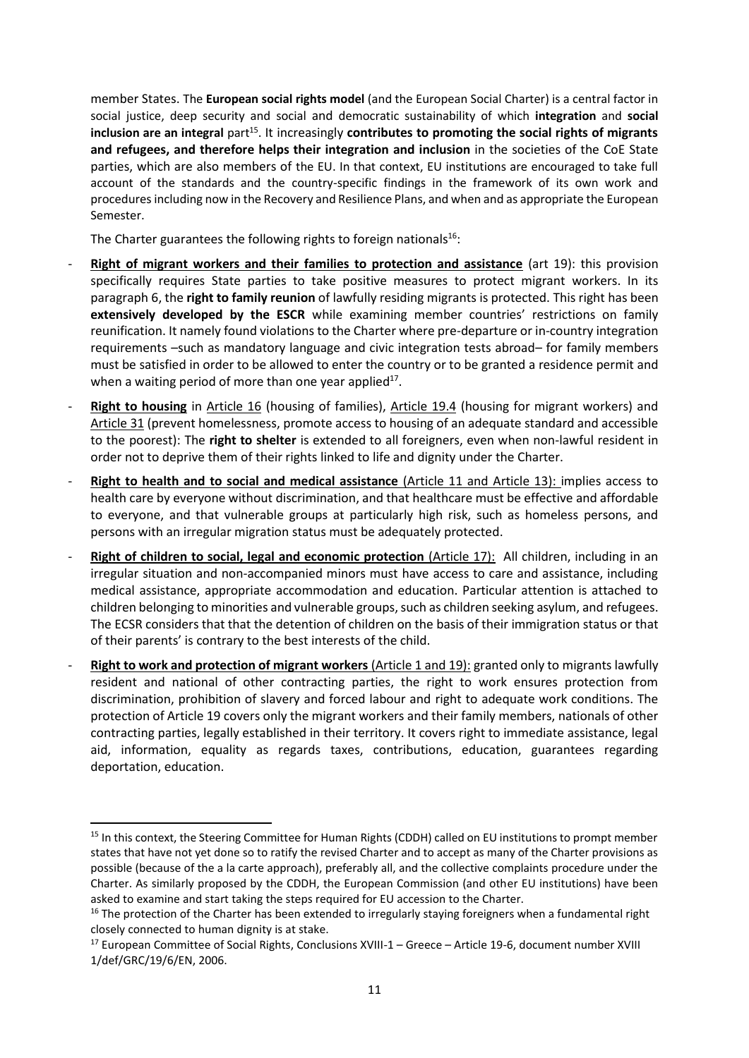member States. The **European social rights model** (and the European Social Charter) is a central factor in social justice, deep security and social and democratic sustainability of which **integration** and **social inclusion are an integral** part[15]. It increasingly **contributes to promoting the social rights of migrants and refugees, and therefore helps their integration and inclusion** in the societies of the CoE State parties, which are also members of the EU. In that context, EU institutions are encouraged to take full account of the standards and the country-specific findings in the framework of its own work and procedures including now in the Recovery and Resilience Plans, and when and as appropriate the European Semester.

The Charter guarantees the following rights to foreign nationals[16]:

- **Right of migrant workers and their families to protection and assistance** (art 19): this provision specifically requires State parties to take positive measures to protect migrant workers. In its paragraph 6, the **right to family reunion** of lawfully residing migrants is protected. This right has been **extensively developed by the ESCR** while examining member countries' restrictions on family reunification. It namely found violations to the Charter where pre-departure or in-country integration requirements –such as mandatory language and civic integration tests abroad– for family members must be satisfied in order to be allowed to enter the country or to be granted a residence permit and when a waiting period of more than one year applied[17].
- **Right to housing** in Article 16 (housing of families), Article 19.4 (housing for migrant workers) and Article 31 (prevent homelessness, promote access to housing of an adequate standard and accessible to the poorest): The **right to shelter** is extended to all foreigners, even when non-lawful resident in order not to deprive them of their rights linked to life and dignity under the Charter.
- **Right to health and to social and medical assistance** (Article 11 and Article 13): implies access to health care by everyone without discrimination, and that healthcare must be effective and affordable to everyone, and that vulnerable groups at particularly high risk, such as homeless persons, and persons with an irregular migration status must be adequately protected.
- **Right of children to social, legal and economic protection** (Article 17): All children, including in an irregular situation and non-accompanied minors must have access to care and assistance, including medical assistance, appropriate accommodation and education. Particular attention is attached to children belonging to minorities and vulnerable groups, such as children seeking asylum, and refugees. The ECSR considers that that the detention of children on the basis of their immigration status or that of their parents' is contrary to the best interests of the child.
- **Right to work and protection of migrant workers** (Article 1 and 19): granted only to migrants lawfully resident and national of other contracting parties, the right to work ensures protection from discrimination, prohibition of slavery and forced labour and right to adequate work conditions. The protection of Article 19 covers only the migrant workers and their family members, nationals of other contracting parties, legally established in their territory. It covers right to immediate assistance, legal aid, information, equality as regards taxes, contributions, education, guarantees regarding deportation, education.

---

[15] In this context, the Steering Committee for Human Rights (CDDH) called on EU institutions to prompt member states that have not yet done so to ratify the revised Charter and to accept as many of the Charter provisions as possible (because of the a la carte approach), preferably all, and the collective complaints procedure under the Charter. As similarly proposed by the CDDH, the European Commission (and other EU institutions) have been asked to examine and start taking the steps required for EU accession to the Charter.

[16] The protection of the Charter has been extended to irregularly staying foreigners when a fundamental right closely connected to human dignity is at stake.

[17] European Committee of Social Rights, Conclusions XVIII-1 – Greece – Article 19-6, document number XVIII 1/def/GRC/19/6/EN, 2006.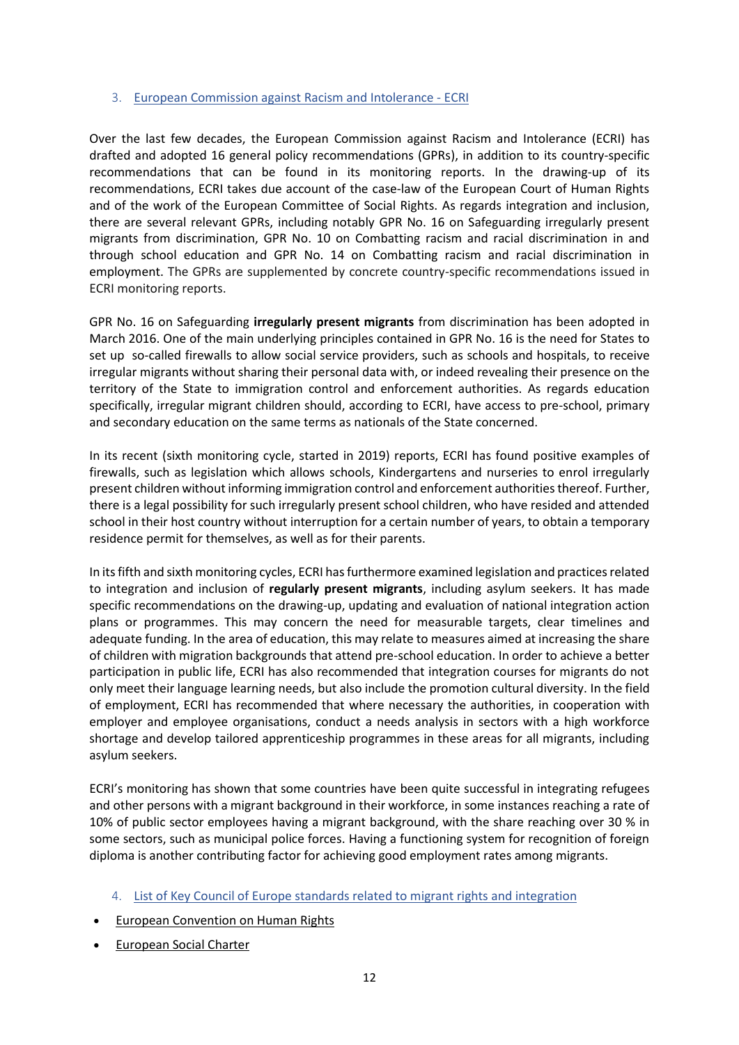## 3. European Commission against Racism and Intolerance - ECRI

Over the last few decades, the European Commission against Racism and Intolerance (ECRI) has drafted and adopted 16 general policy recommendations (GPRs), in addition to its country-specific recommendations that can be found in its monitoring reports. In the drawing-up of its recommendations, ECRI takes due account of the case-law of the European Court of Human Rights and of the work of the European Committee of Social Rights. As regards integration and inclusion, there are several relevant GPRs, including notably GPR No. 16 on Safeguarding irregularly present migrants from discrimination, GPR No. 10 on Combatting racism and racial discrimination in and through school education and GPR No. 14 on Combatting racism and racial discrimination in employment. The GPRs are supplemented by concrete country-specific recommendations issued in ECRI monitoring reports.

GPR No. 16 on Safeguarding **irregularly present migrants** from discrimination has been adopted in March 2016. One of the main underlying principles contained in GPR No. 16 is the need for States to set up so-called firewalls to allow social service providers, such as schools and hospitals, to receive irregular migrants without sharing their personal data with, or indeed revealing their presence on the territory of the State to immigration control and enforcement authorities. As regards education specifically, irregular migrant children should, according to ECRI, have access to pre-school, primary and secondary education on the same terms as nationals of the State concerned.

In its recent (sixth monitoring cycle, started in 2019) reports, ECRI has found positive examples of firewalls, such as legislation which allows schools, Kindergartens and nurseries to enrol irregularly present children without informing immigration control and enforcement authorities thereof. Further, there is a legal possibility for such irregularly present school children, who have resided and attended school in their host country without interruption for a certain number of years, to obtain a temporary residence permit for themselves, as well as for their parents.

In its fifth and sixth monitoring cycles, ECRI has furthermore examined legislation and practices related to integration and inclusion of **regularly present migrants**, including asylum seekers. It has made specific recommendations on the drawing-up, updating and evaluation of national integration action plans or programmes. This may concern the need for measurable targets, clear timelines and adequate funding. In the area of education, this may relate to measures aimed at increasing the share of children with migration backgrounds that attend pre-school education. In order to achieve a better participation in public life, ECRI has also recommended that integration courses for migrants do not only meet their language learning needs, but also include the promotion cultural diversity. In the field of employment, ECRI has recommended that where necessary the authorities, in cooperation with employer and employee organisations, conduct a needs analysis in sectors with a high workforce shortage and develop tailored apprenticeship programmes in these areas for all migrants, including asylum seekers.

ECRI's monitoring has shown that some countries have been quite successful in integrating refugees and other persons with a migrant background in their workforce, in some instances reaching a rate of 10% of public sector employees having a migrant background, with the share reaching over 30 % in some sectors, such as municipal police forces. Having a functioning system for recognition of foreign diploma is another contributing factor for achieving good employment rates among migrants.

## 4. List of Key Council of Europe standards related to migrant rights and integration

- European Convention on Human Rights
- European Social Charter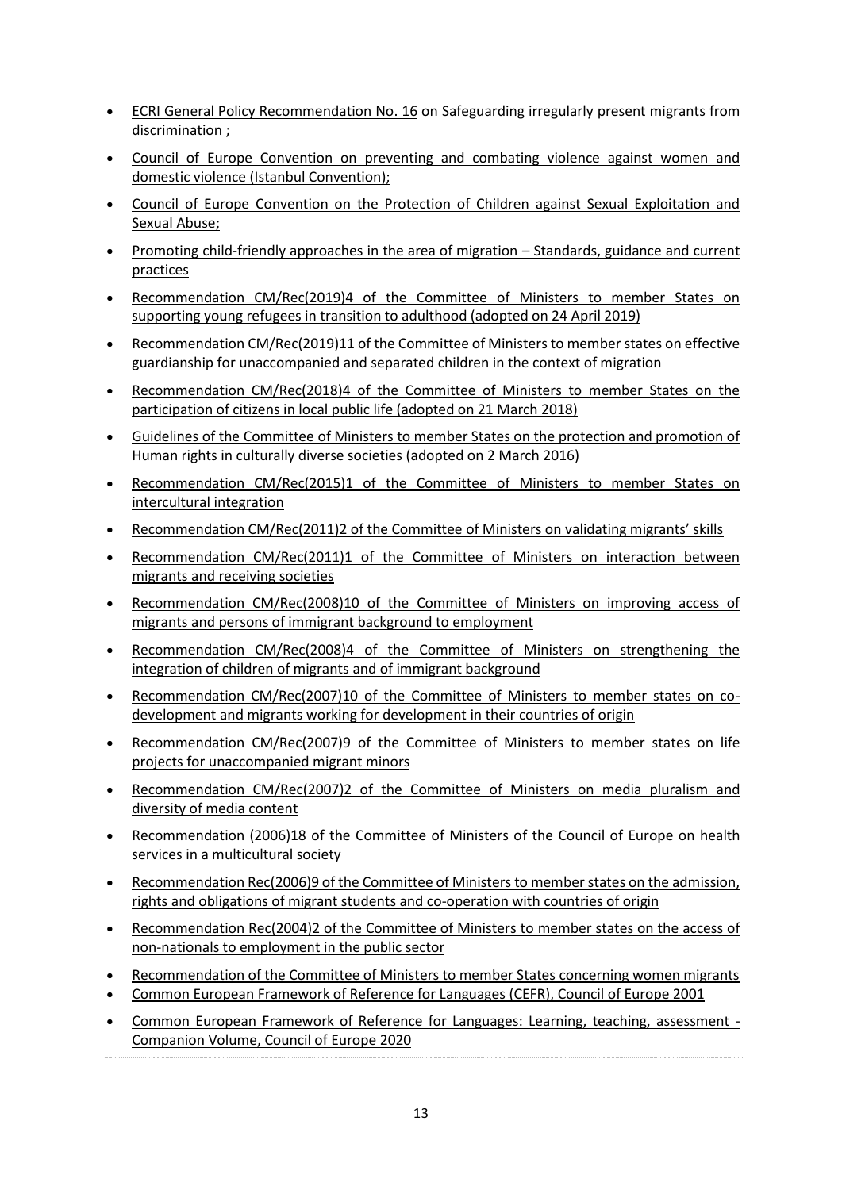- ECRI General Policy Recommendation No. 16 on Safeguarding irregularly present migrants from discrimination ;
- Council of Europe Convention on preventing and combating violence against women and domestic violence (Istanbul Convention);
- Council of Europe Convention on the Protection of Children against Sexual Exploitation and Sexual Abuse;
- Promoting child-friendly approaches in the area of migration – Standards, guidance and current practices
- Recommendation CM/Rec(2019)4 of the Committee of Ministers to member States on supporting young refugees in transition to adulthood (adopted on 24 April 2019)
- Recommendation CM/Rec(2019)11 of the Committee of Ministers to member states on effective guardianship for unaccompanied and separated children in the context of migration
- Recommendation CM/Rec(2018)4 of the Committee of Ministers to member States on the participation of citizens in local public life (adopted on 21 March 2018)
- Guidelines of the Committee of Ministers to member States on the protection and promotion of Human rights in culturally diverse societies (adopted on 2 March 2016)
- Recommendation CM/Rec(2015)1 of the Committee of Ministers to member States on intercultural integration
- Recommendation CM/Rec(2011)2 of the Committee of Ministers on validating migrants' skills
- Recommendation CM/Rec(2011)1 of the Committee of Ministers on interaction between migrants and receiving societies
- Recommendation CM/Rec(2008)10 of the Committee of Ministers on improving access of migrants and persons of immigrant background to employment
- Recommendation CM/Rec(2008)4 of the Committee of Ministers on strengthening the integration of children of migrants and of immigrant background
- Recommendation CM/Rec(2007)10 of the Committee of Ministers to member states on co-development and migrants working for development in their countries of origin
- Recommendation CM/Rec(2007)9 of the Committee of Ministers to member states on life projects for unaccompanied migrant minors
- Recommendation CM/Rec(2007)2 of the Committee of Ministers on media pluralism and diversity of media content
- Recommendation (2006)18 of the Committee of Ministers of the Council of Europe on health services in a multicultural society
- Recommendation Rec(2006)9 of the Committee of Ministers to member states on the admission, rights and obligations of migrant students and co-operation with countries of origin
- Recommendation Rec(2004)2 of the Committee of Ministers to member states on the access of non-nationals to employment in the public sector
- Recommendation of the Committee of Ministers to member States concerning women migrants
- Common European Framework of Reference for Languages (CEFR), Council of Europe 2001
- Common European Framework of Reference for Languages: Learning, teaching, assessment - Companion Volume, Council of Europe 2020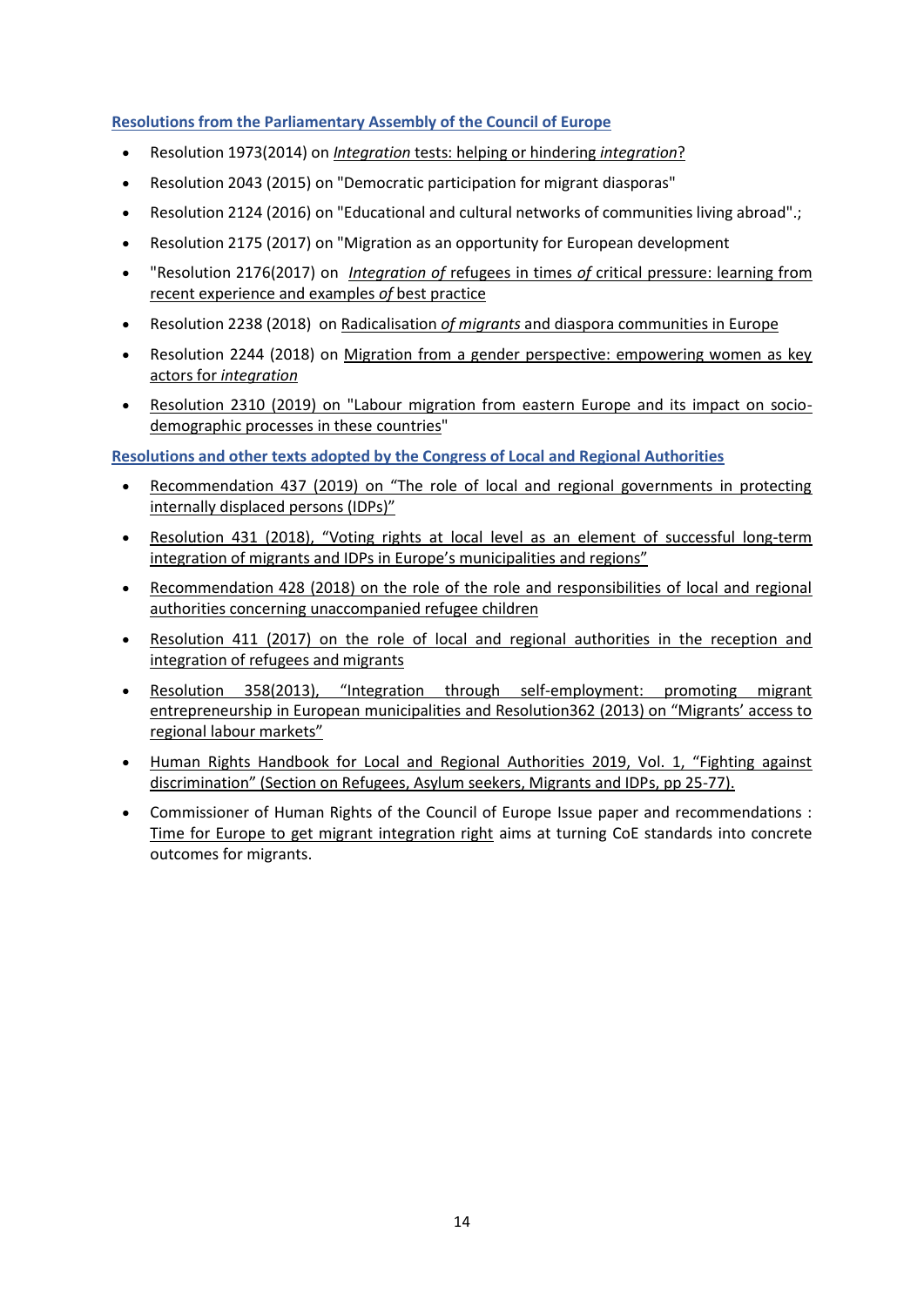**Resolutions from the Parliamentary Assembly of the Council of Europe**

- Resolution 1973(2014) on *Integration* tests: helping or hindering *integration*?
- Resolution 2043 (2015) on "Democratic participation for migrant diasporas"
- Resolution 2124 (2016) on "Educational and cultural networks of communities living abroad".;
- Resolution 2175 (2017) on "Migration as an opportunity for European development
- "Resolution 2176(2017) on *Integration of* refugees in times *of* critical pressure: learning from recent experience and examples *of* best practice
- Resolution 2238 (2018) on Radicalisation *of migrants* and diaspora communities in Europe
- Resolution 2244 (2018) on Migration from a gender perspective: empowering women as key actors for *integration*
- Resolution 2310 (2019) on "Labour migration from eastern Europe and its impact on socio-demographic processes in these countries"

**Resolutions and other texts adopted by the Congress of Local and Regional Authorities**

- Recommendation 437 (2019) on "The role of local and regional governments in protecting internally displaced persons (IDPs)"
- Resolution 431 (2018), "Voting rights at local level as an element of successful long-term integration of migrants and IDPs in Europe's municipalities and regions"
- Recommendation 428 (2018) on the role of the role and responsibilities of local and regional authorities concerning unaccompanied refugee children
- Resolution 411 (2017) on the role of local and regional authorities in the reception and integration of refugees and migrants
- Resolution 358(2013), "Integration through self-employment: promoting migrant entrepreneurship in European municipalities and Resolution362 (2013) on "Migrants' access to regional labour markets"
- Human Rights Handbook for Local and Regional Authorities 2019, Vol. 1, "Fighting against discrimination" (Section on Refugees, Asylum seekers, Migrants and IDPs, pp 25-77).
- Commissioner of Human Rights of the Council of Europe Issue paper and recommendations : Time for Europe to get migrant integration right aims at turning CoE standards into concrete outcomes for migrants.